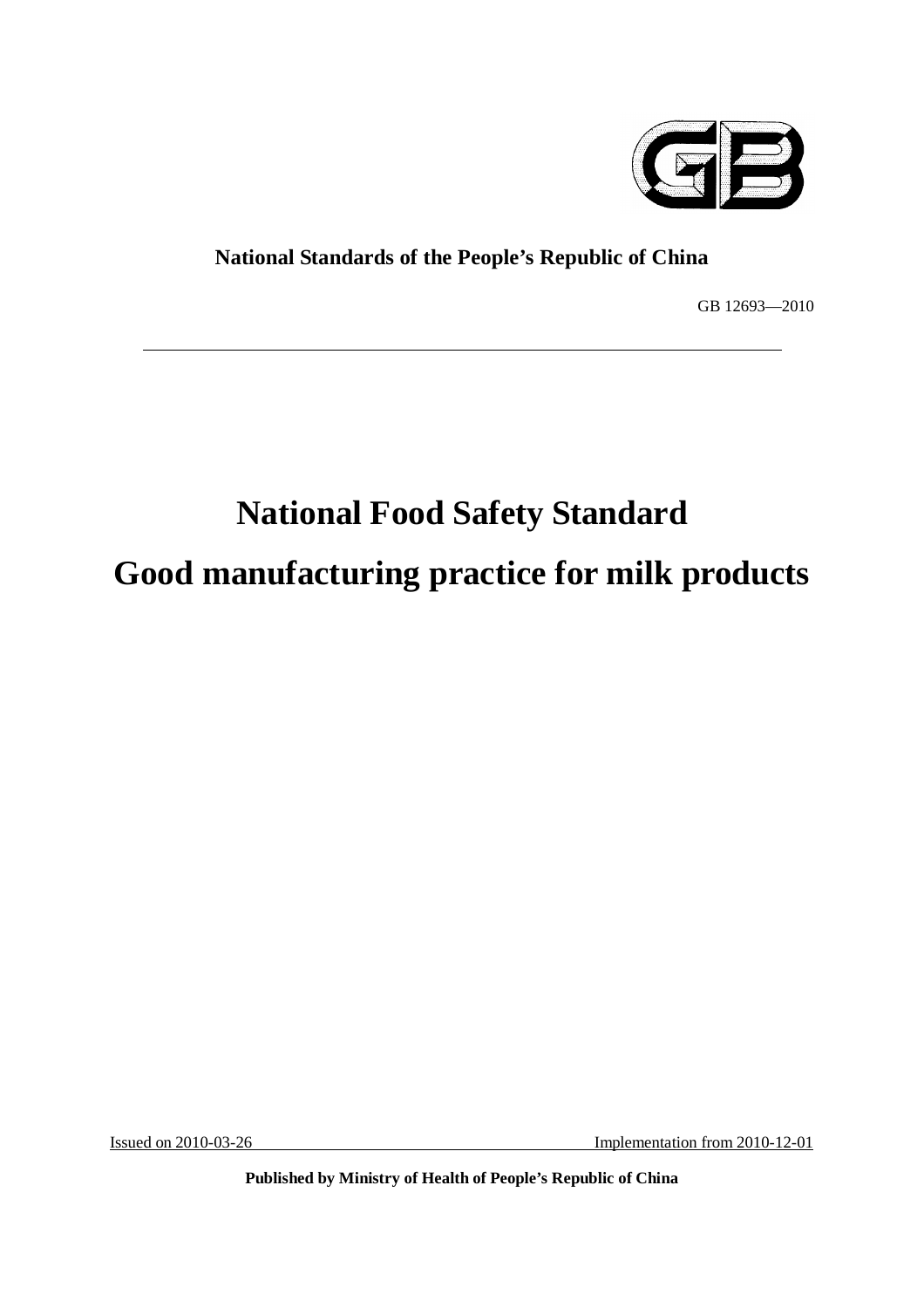**National Standards of the People's Republic of China**

GB 12693—2010

# National Food Safety Standard

# Good manufacturing practice for milk products

Issued on 2010-03-26 Implementation from 2010-12-01

**Published by Ministry of Health of People's Republic of China**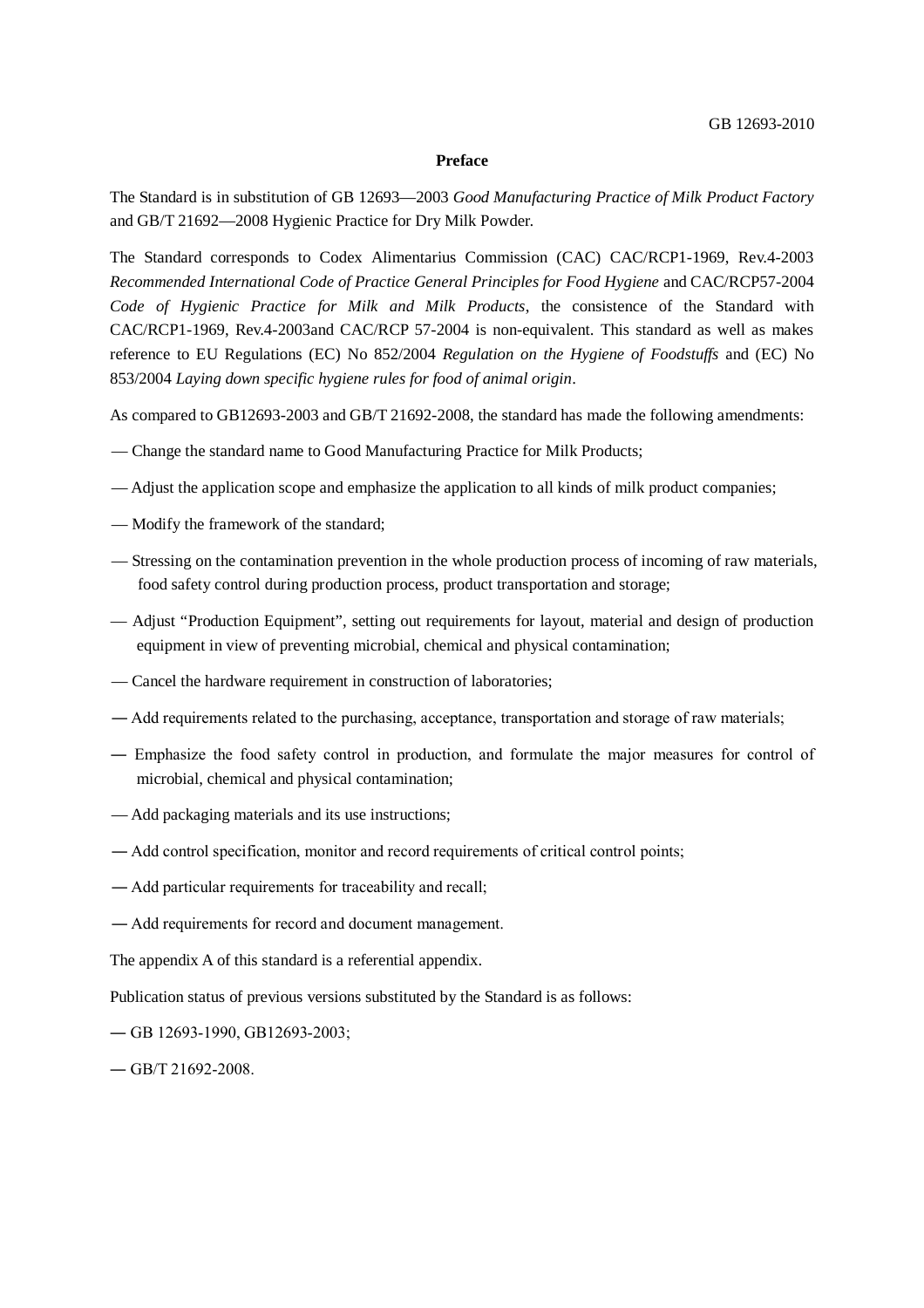**Preface**

The Standard is in substitution of GB 12693—2003 *Good Manufacturing Practice of Milk Product Factory* and GB/T 21692—2008 Hygienic Practice for Dry Milk Powder.

The Standard corresponds to Codex Alimentarius Commission (CAC) CAC/RCP1-1969, Rev.4-2003 *Recommended International Code of Practice General Principles for Food Hygiene* and CAC/RCP57-2004 *Code of Hygienic Practice for Milk and Milk Products*, the consistence of the Standard with CAC/RCP1-1969, Rev.4-2003and CAC/RCP 57-2004 is non-equivalent. This standard as well as makes reference to EU Regulations (EC) No 852/2004 *Regulation on the Hygiene of Foodstuffs* and (EC) No 853/2004 *Laying down specific hygiene rules for food of animal origin*.

As compared to GB12693-2003 and GB/T 21692-2008, the standard has made the following amendments:

— Change the standard name to Good Manufacturing Practice for Milk Products;

— Adjust the application scope and emphasize the application to all kinds of milk product companies;

— Modify the framework of the standard;

— Stressing on the contamination prevention in the whole production process of incoming of raw materials, food safety control during production process, product transportation and storage;

— Adjust "Production Equipment", setting out requirements for layout, material and design of production equipment in view of preventing microbial, chemical and physical contamination;

— Cancel the hardware requirement in construction of laboratories;

— Add requirements related to the purchasing, acceptance, transportation and storage of raw materials;

— Emphasize the food safety control in production, and formulate the major measures for control of microbial, chemical and physical contamination;

— Add packaging materials and its use instructions;

— Add control specification, monitor and record requirements of critical control points;

— Add particular requirements for traceability and recall;

— Add requirements for record and document management.

The appendix A of this standard is a referential appendix.

Publication status of previous versions substituted by the Standard is as follows:

— GB 12693-1990, GB12693-2003;

— GB/T 21692-2008.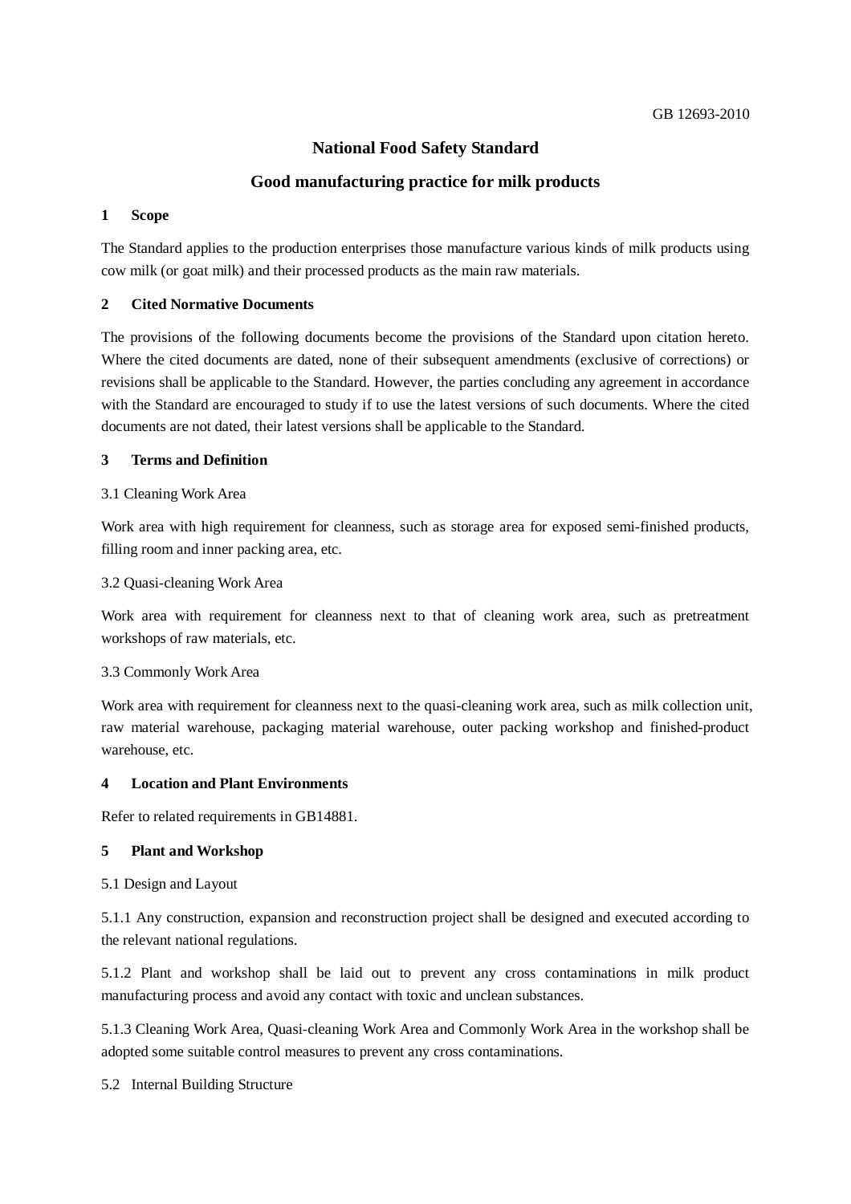GB 12693-2010

# National Food Safety Standard

# Good manufacturing practice for milk products

## 1 Scope

The Standard applies to the production enterprises those manufacture various kinds of milk products using cow milk (or goat milk) and their processed products as the main raw materials.

## 2 Cited Normative Documents

The provisions of the following documents become the provisions of the Standard upon citation hereto. Where the cited documents are dated, none of their subsequent amendments (exclusive of corrections) or revisions shall be applicable to the Standard. However, the parties concluding any agreement in accordance with the Standard are encouraged to study if to use the latest versions of such documents. Where the cited documents are not dated, their latest versions shall be applicable to the Standard.

## 3 Terms and Definition

3.1 Cleaning Work Area

Work area with high requirement for cleanness, such as storage area for exposed semi-finished products, filling room and inner packing area, etc.

3.2 Quasi-cleaning Work Area

Work area with requirement for cleanness next to that of cleaning work area, such as pretreatment workshops of raw materials, etc.

3.3 Commonly Work Area

Work area with requirement for cleanness next to the quasi-cleaning work area, such as milk collection unit, raw material warehouse, packaging material warehouse, outer packing workshop and finished-product warehouse, etc.

## 4 Location and Plant Environments

Refer to related requirements in GB14881.

## 5 Plant and Workshop

5.1 Design and Layout

5.1.1 Any construction, expansion and reconstruction project shall be designed and executed according to the relevant national regulations.

5.1.2 Plant and workshop shall be laid out to prevent any cross contaminations in milk product manufacturing process and avoid any contact with toxic and unclean substances.

5.1.3 Cleaning Work Area, Quasi-cleaning Work Area and Commonly Work Area in the workshop shall be adopted some suitable control measures to prevent any cross contaminations.

5.2 Internal Building Structure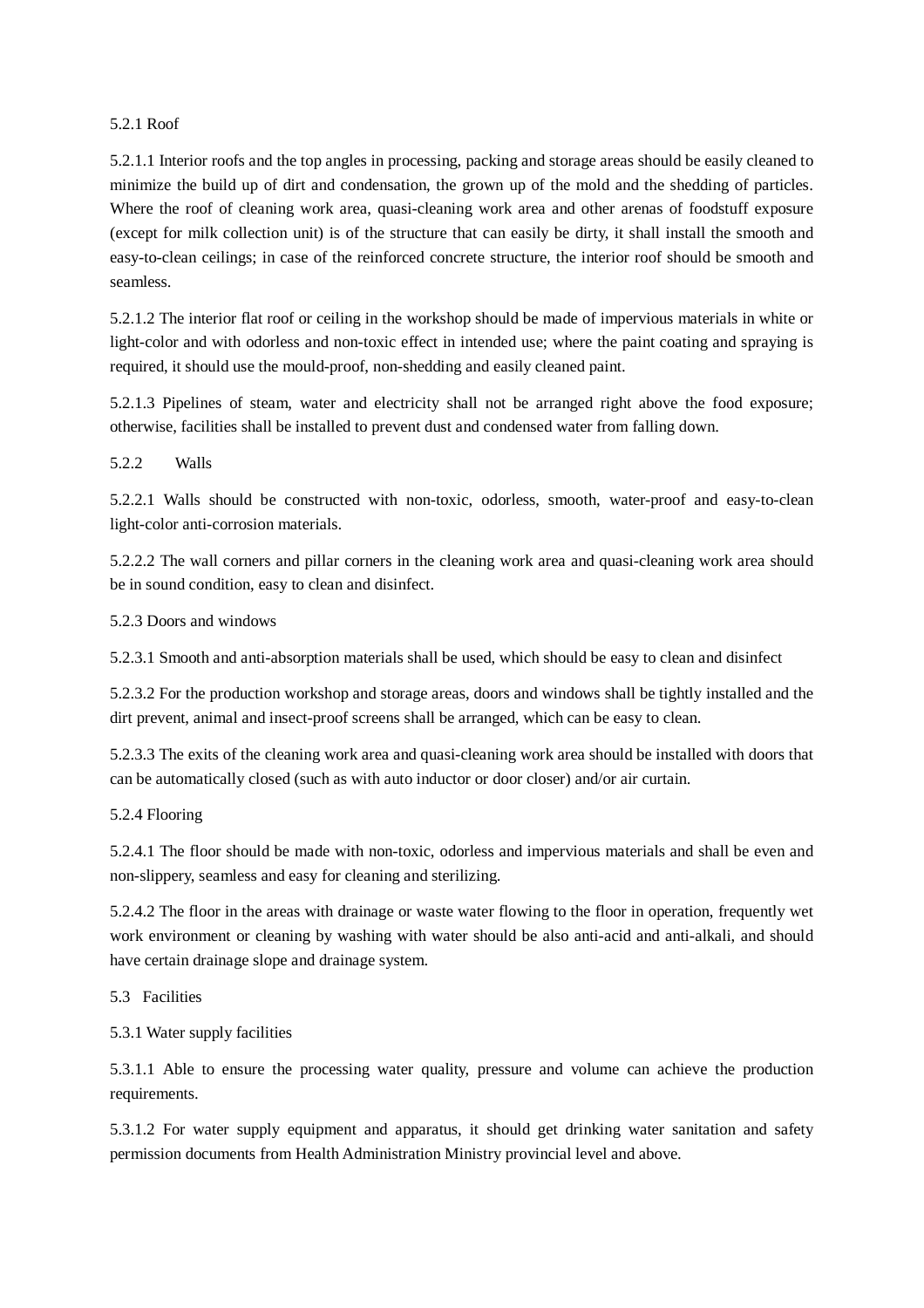### 5.2.1 Roof

5.2.1.1 Interior roofs and the top angles in processing, packing and storage areas should be easily cleaned to minimize the build up of dirt and condensation, the grown up of the mold and the shedding of particles. Where the roof of cleaning work area, quasi-cleaning work area and other arenas of foodstuff exposure (except for milk collection unit) is of the structure that can easily be dirty, it shall install the smooth and easy-to-clean ceilings; in case of the reinforced concrete structure, the interior roof should be smooth and seamless.

5.2.1.2 The interior flat roof or ceiling in the workshop should be made of impervious materials in white or light-color and with odorless and non-toxic effect in intended use; where the paint coating and spraying is required, it should use the mould-proof, non-shedding and easily cleaned paint.

5.2.1.3 Pipelines of steam, water and electricity shall not be arranged right above the food exposure; otherwise, facilities shall be installed to prevent dust and condensed water from falling down.

### 5.2.2 Walls

5.2.2.1 Walls should be constructed with non-toxic, odorless, smooth, water-proof and easy-to-clean light-color anti-corrosion materials.

5.2.2.2 The wall corners and pillar corners in the cleaning work area and quasi-cleaning work area should be in sound condition, easy to clean and disinfect.

### 5.2.3 Doors and windows

5.2.3.1 Smooth and anti-absorption materials shall be used, which should be easy to clean and disinfect

5.2.3.2 For the production workshop and storage areas, doors and windows shall be tightly installed and the dirt prevent, animal and insect-proof screens shall be arranged, which can be easy to clean.

5.2.3.3 The exits of the cleaning work area and quasi-cleaning work area should be installed with doors that can be automatically closed (such as with auto inductor or door closer) and/or air curtain.

### 5.2.4 Flooring

5.2.4.1 The floor should be made with non-toxic, odorless and impervious materials and shall be even and non-slippery, seamless and easy for cleaning and sterilizing.

5.2.4.2 The floor in the areas with drainage or waste water flowing to the floor in operation, frequently wet work environment or cleaning by washing with water should be also anti-acid and anti-alkali, and should have certain drainage slope and drainage system.

## 5.3 Facilities

### 5.3.1 Water supply facilities

5.3.1.1 Able to ensure the processing water quality, pressure and volume can achieve the production requirements.

5.3.1.2 For water supply equipment and apparatus, it should get drinking water sanitation and safety permission documents from Health Administration Ministry provincial level and above.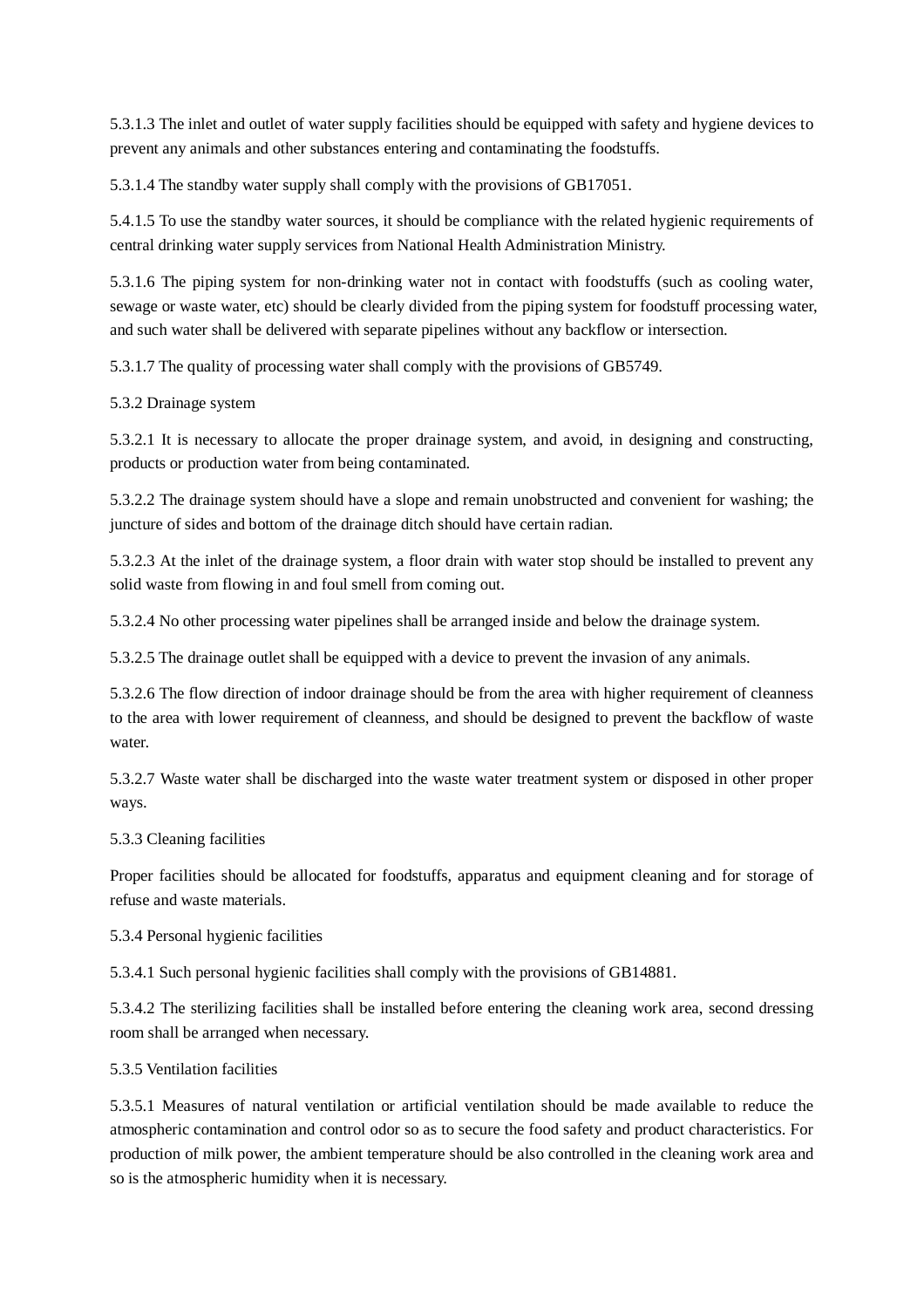5.3.1.3 The inlet and outlet of water supply facilities should be equipped with safety and hygiene devices to prevent any animals and other substances entering and contaminating the foodstuffs.

5.3.1.4 The standby water supply shall comply with the provisions of GB17051.

5.4.1.5 To use the standby water sources, it should be compliance with the related hygienic requirements of central drinking water supply services from National Health Administration Ministry.

5.3.1.6 The piping system for non-drinking water not in contact with foodstuffs (such as cooling water, sewage or waste water, etc) should be clearly divided from the piping system for foodstuff processing water, and such water shall be delivered with separate pipelines without any backflow or intersection.

5.3.1.7 The quality of processing water shall comply with the provisions of GB5749.

5.3.2 Drainage system

5.3.2.1 It is necessary to allocate the proper drainage system, and avoid, in designing and constructing, products or production water from being contaminated.

5.3.2.2 The drainage system should have a slope and remain unobstructed and convenient for washing; the juncture of sides and bottom of the drainage ditch should have certain radian.

5.3.2.3 At the inlet of the drainage system, a floor drain with water stop should be installed to prevent any solid waste from flowing in and foul smell from coming out.

5.3.2.4 No other processing water pipelines shall be arranged inside and below the drainage system.

5.3.2.5 The drainage outlet shall be equipped with a device to prevent the invasion of any animals.

5.3.2.6 The flow direction of indoor drainage should be from the area with higher requirement of cleanness to the area with lower requirement of cleanness, and should be designed to prevent the backflow of waste water.

5.3.2.7 Waste water shall be discharged into the waste water treatment system or disposed in other proper ways.

5.3.3 Cleaning facilities

Proper facilities should be allocated for foodstuffs, apparatus and equipment cleaning and for storage of refuse and waste materials.

5.3.4 Personal hygienic facilities

5.3.4.1 Such personal hygienic facilities shall comply with the provisions of GB14881.

5.3.4.2 The sterilizing facilities shall be installed before entering the cleaning work area, second dressing room shall be arranged when necessary.

5.3.5 Ventilation facilities

5.3.5.1 Measures of natural ventilation or artificial ventilation should be made available to reduce the atmospheric contamination and control odor so as to secure the food safety and product characteristics. For production of milk power, the ambient temperature should be also controlled in the cleaning work area and so is the atmospheric humidity when it is necessary.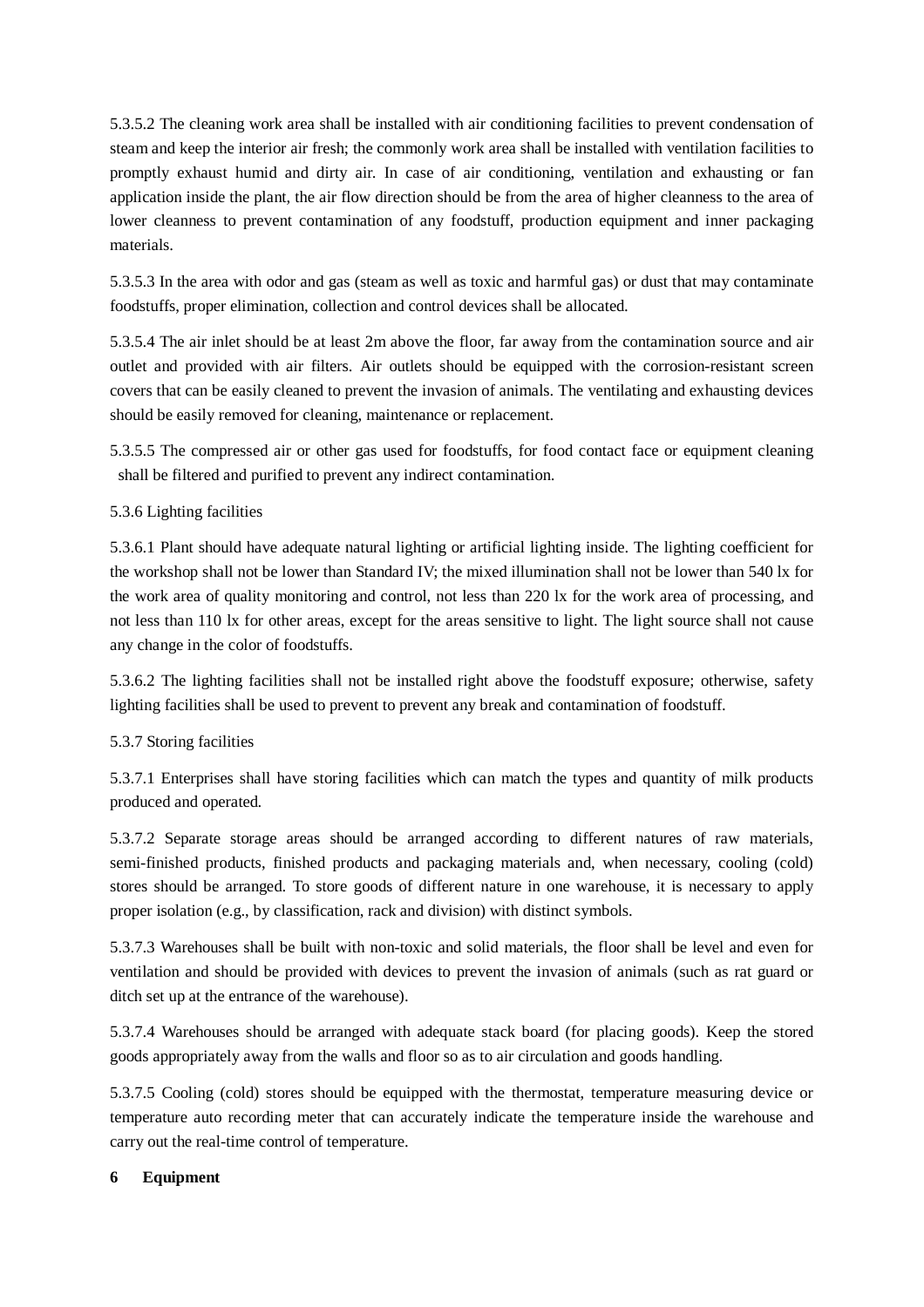5.3.5.2 The cleaning work area shall be installed with air conditioning facilities to prevent condensation of steam and keep the interior air fresh; the commonly work area shall be installed with ventilation facilities to promptly exhaust humid and dirty air. In case of air conditioning, ventilation and exhausting or fan application inside the plant, the air flow direction should be from the area of higher cleanness to the area of lower cleanness to prevent contamination of any foodstuff, production equipment and inner packaging materials.

5.3.5.3 In the area with odor and gas (steam as well as toxic and harmful gas) or dust that may contaminate foodstuffs, proper elimination, collection and control devices shall be allocated.

5.3.5.4 The air inlet should be at least 2m above the floor, far away from the contamination source and air outlet and provided with air filters. Air outlets should be equipped with the corrosion-resistant screen covers that can be easily cleaned to prevent the invasion of animals. The ventilating and exhausting devices should be easily removed for cleaning, maintenance or replacement.

5.3.5.5 The compressed air or other gas used for foodstuffs, for food contact face or equipment cleaning shall be filtered and purified to prevent any indirect contamination.

5.3.6 Lighting facilities

5.3.6.1 Plant should have adequate natural lighting or artificial lighting inside. The lighting coefficient for the workshop shall not be lower than Standard IV; the mixed illumination shall not be lower than 540 lx for the work area of quality monitoring and control, not less than 220 lx for the work area of processing, and not less than 110 lx for other areas, except for the areas sensitive to light. The light source shall not cause any change in the color of foodstuffs.

5.3.6.2 The lighting facilities shall not be installed right above the foodstuff exposure; otherwise, safety lighting facilities shall be used to prevent to prevent any break and contamination of foodstuff.

5.3.7 Storing facilities

5.3.7.1 Enterprises shall have storing facilities which can match the types and quantity of milk products produced and operated.

5.3.7.2 Separate storage areas should be arranged according to different natures of raw materials, semi-finished products, finished products and packaging materials and, when necessary, cooling (cold) stores should be arranged. To store goods of different nature in one warehouse, it is necessary to apply proper isolation (e.g., by classification, rack and division) with distinct symbols.

5.3.7.3 Warehouses shall be built with non-toxic and solid materials, the floor shall be level and even for ventilation and should be provided with devices to prevent the invasion of animals (such as rat guard or ditch set up at the entrance of the warehouse).

5.3.7.4 Warehouses should be arranged with adequate stack board (for placing goods). Keep the stored goods appropriately away from the walls and floor so as to air circulation and goods handling.

5.3.7.5 Cooling (cold) stores should be equipped with the thermostat, temperature measuring device or temperature auto recording meter that can accurately indicate the temperature inside the warehouse and carry out the real-time control of temperature.

## 6 Equipment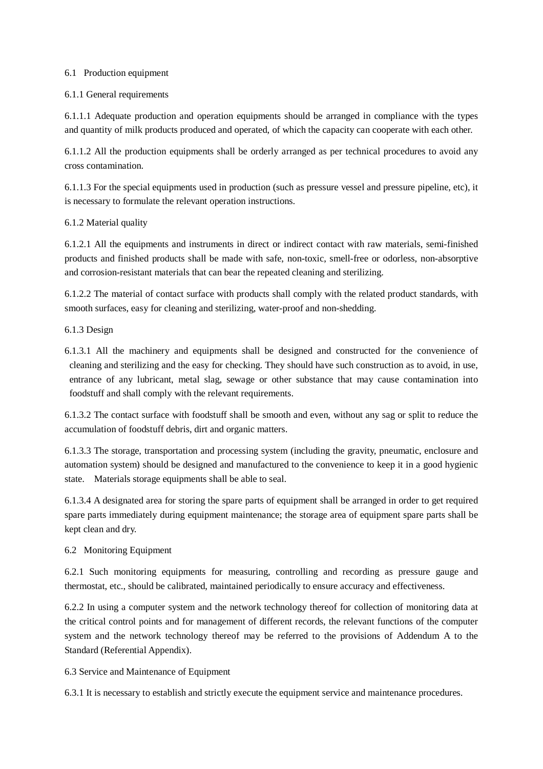## 6.1 Production equipment

### 6.1.1 General requirements

6.1.1.1 Adequate production and operation equipments should be arranged in compliance with the types and quantity of milk products produced and operated, of which the capacity can cooperate with each other.

6.1.1.2 All the production equipments shall be orderly arranged as per technical procedures to avoid any cross contamination.

6.1.1.3 For the special equipments used in production (such as pressure vessel and pressure pipeline, etc), it is necessary to formulate the relevant operation instructions.

### 6.1.2 Material quality

6.1.2.1 All the equipments and instruments in direct or indirect contact with raw materials, semi-finished products and finished products shall be made with safe, non-toxic, smell-free or odorless, non-absorptive and corrosion-resistant materials that can bear the repeated cleaning and sterilizing.

6.1.2.2 The material of contact surface with products shall comply with the related product standards, with smooth surfaces, easy for cleaning and sterilizing, water-proof and non-shedding.

### 6.1.3 Design

6.1.3.1 All the machinery and equipments shall be designed and constructed for the convenience of cleaning and sterilizing and the easy for checking. They should have such construction as to avoid, in use, entrance of any lubricant, metal slag, sewage or other substance that may cause contamination into foodstuff and shall comply with the relevant requirements.

6.1.3.2 The contact surface with foodstuff shall be smooth and even, without any sag or split to reduce the accumulation of foodstuff debris, dirt and organic matters.

6.1.3.3 The storage, transportation and processing system (including the gravity, pneumatic, enclosure and automation system) should be designed and manufactured to the convenience to keep it in a good hygienic state. Materials storage equipments shall be able to seal.

6.1.3.4 A designated area for storing the spare parts of equipment shall be arranged in order to get required spare parts immediately during equipment maintenance; the storage area of equipment spare parts shall be kept clean and dry.

## 6.2 Monitoring Equipment

6.2.1 Such monitoring equipments for measuring, controlling and recording as pressure gauge and thermostat, etc., should be calibrated, maintained periodically to ensure accuracy and effectiveness.

6.2.2 In using a computer system and the network technology thereof for collection of monitoring data at the critical control points and for management of different records, the relevant functions of the computer system and the network technology thereof may be referred to the provisions of Addendum A to the Standard (Referential Appendix).

## 6.3 Service and Maintenance of Equipment

6.3.1 It is necessary to establish and strictly execute the equipment service and maintenance procedures.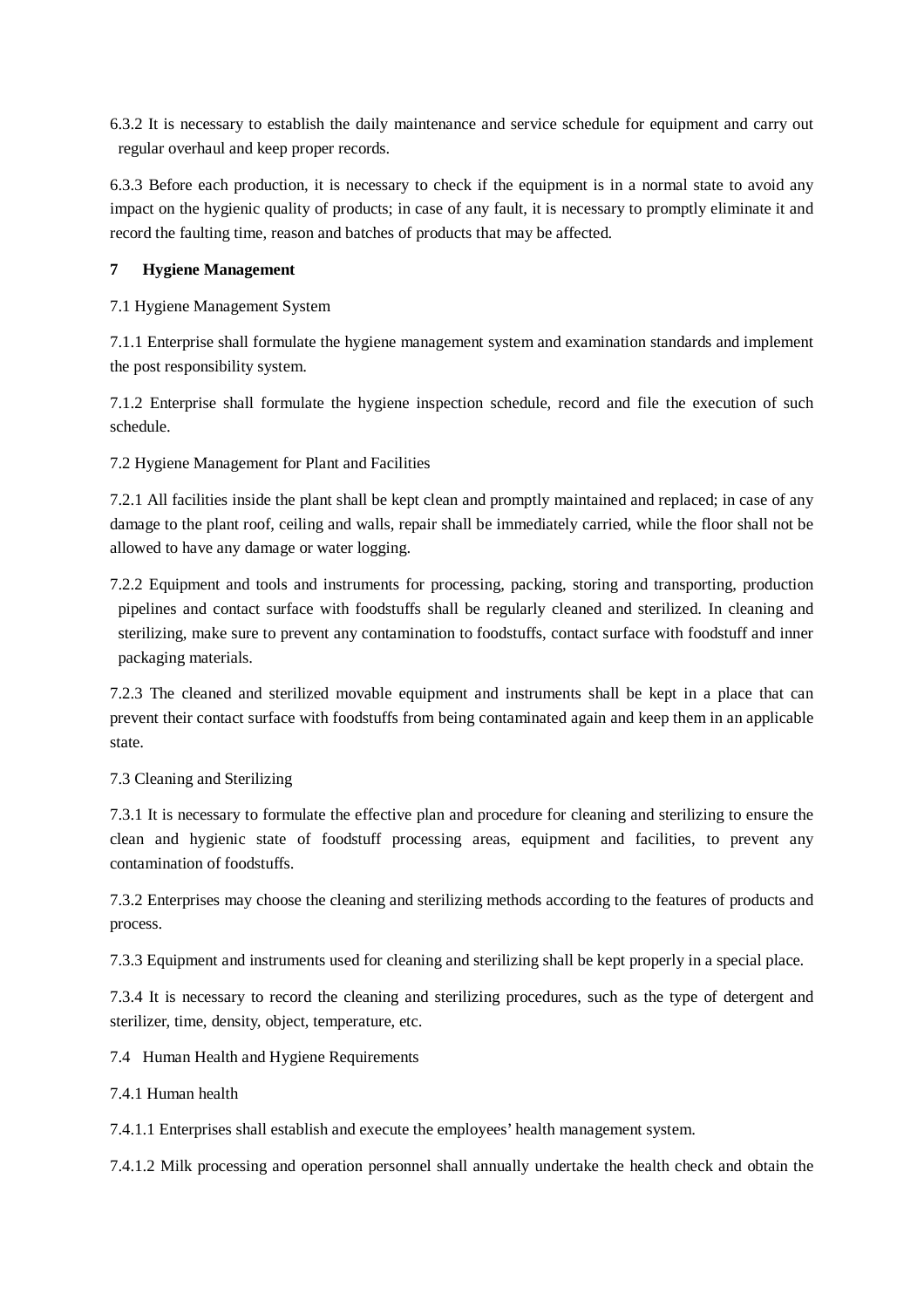6.3.2 It is necessary to establish the daily maintenance and service schedule for equipment and carry out regular overhaul and keep proper records.

6.3.3 Before each production, it is necessary to check if the equipment is in a normal state to avoid any impact on the hygienic quality of products; in case of any fault, it is necessary to promptly eliminate it and record the faulting time, reason and batches of products that may be affected.

## 7 Hygiene Management

7.1 Hygiene Management System

7.1.1 Enterprise shall formulate the hygiene management system and examination standards and implement the post responsibility system.

7.1.2 Enterprise shall formulate the hygiene inspection schedule, record and file the execution of such schedule.

7.2 Hygiene Management for Plant and Facilities

7.2.1 All facilities inside the plant shall be kept clean and promptly maintained and replaced; in case of any damage to the plant roof, ceiling and walls, repair shall be immediately carried, while the floor shall not be allowed to have any damage or water logging.

7.2.2 Equipment and tools and instruments for processing, packing, storing and transporting, production pipelines and contact surface with foodstuffs shall be regularly cleaned and sterilized. In cleaning and sterilizing, make sure to prevent any contamination to foodstuffs, contact surface with foodstuff and inner packaging materials.

7.2.3 The cleaned and sterilized movable equipment and instruments shall be kept in a place that can prevent their contact surface with foodstuffs from being contaminated again and keep them in an applicable state.

7.3 Cleaning and Sterilizing

7.3.1 It is necessary to formulate the effective plan and procedure for cleaning and sterilizing to ensure the clean and hygienic state of foodstuff processing areas, equipment and facilities, to prevent any contamination of foodstuffs.

7.3.2 Enterprises may choose the cleaning and sterilizing methods according to the features of products and process.

7.3.3 Equipment and instruments used for cleaning and sterilizing shall be kept properly in a special place.

7.3.4 It is necessary to record the cleaning and sterilizing procedures, such as the type of detergent and sterilizer, time, density, object, temperature, etc.

7.4 Human Health and Hygiene Requirements

7.4.1 Human health

7.4.1.1 Enterprises shall establish and execute the employees' health management system.

7.4.1.2 Milk processing and operation personnel shall annually undertake the health check and obtain the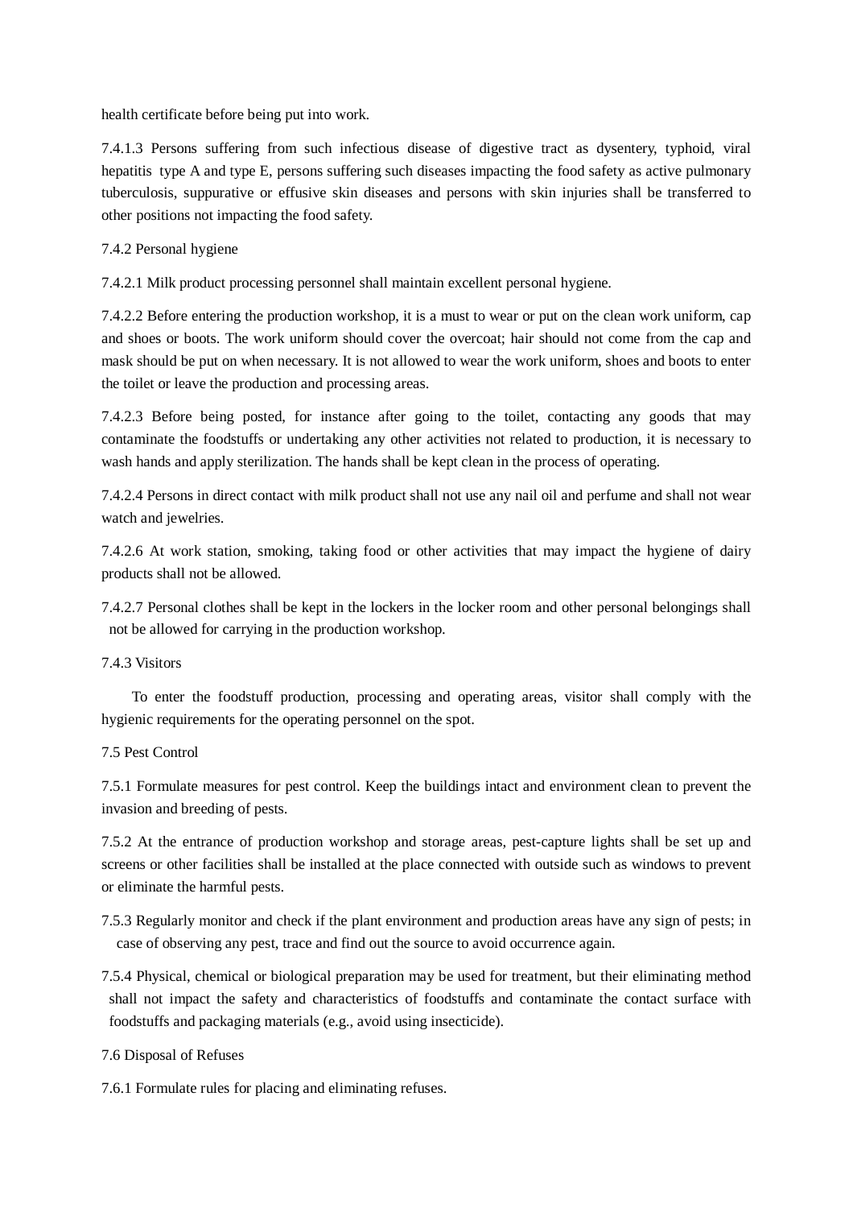health certificate before being put into work.

7.4.1.3 Persons suffering from such infectious disease of digestive tract as dysentery, typhoid, viral hepatitis type A and type E, persons suffering such diseases impacting the food safety as active pulmonary tuberculosis, suppurative or effusive skin diseases and persons with skin injuries shall be transferred to other positions not impacting the food safety.

7.4.2 Personal hygiene

7.4.2.1 Milk product processing personnel shall maintain excellent personal hygiene.

7.4.2.2 Before entering the production workshop, it is a must to wear or put on the clean work uniform, cap and shoes or boots. The work uniform should cover the overcoat; hair should not come from the cap and mask should be put on when necessary. It is not allowed to wear the work uniform, shoes and boots to enter the toilet or leave the production and processing areas.

7.4.2.3 Before being posted, for instance after going to the toilet, contacting any goods that may contaminate the foodstuffs or undertaking any other activities not related to production, it is necessary to wash hands and apply sterilization. The hands shall be kept clean in the process of operating.

7.4.2.4 Persons in direct contact with milk product shall not use any nail oil and perfume and shall not wear watch and jewelries.

7.4.2.6 At work station, smoking, taking food or other activities that may impact the hygiene of dairy products shall not be allowed.

7.4.2.7 Personal clothes shall be kept in the lockers in the locker room and other personal belongings shall not be allowed for carrying in the production workshop.

7.4.3 Visitors

To enter the foodstuff production, processing and operating areas, visitor shall comply with the hygienic requirements for the operating personnel on the spot.

7.5 Pest Control

7.5.1 Formulate measures for pest control. Keep the buildings intact and environment clean to prevent the invasion and breeding of pests.

7.5.2 At the entrance of production workshop and storage areas, pest-capture lights shall be set up and screens or other facilities shall be installed at the place connected with outside such as windows to prevent or eliminate the harmful pests.

7.5.3 Regularly monitor and check if the plant environment and production areas have any sign of pests; in case of observing any pest, trace and find out the source to avoid occurrence again.

7.5.4 Physical, chemical or biological preparation may be used for treatment, but their eliminating method shall not impact the safety and characteristics of foodstuffs and contaminate the contact surface with foodstuffs and packaging materials (e.g., avoid using insecticide).

7.6 Disposal of Refuses

7.6.1 Formulate rules for placing and eliminating refuses.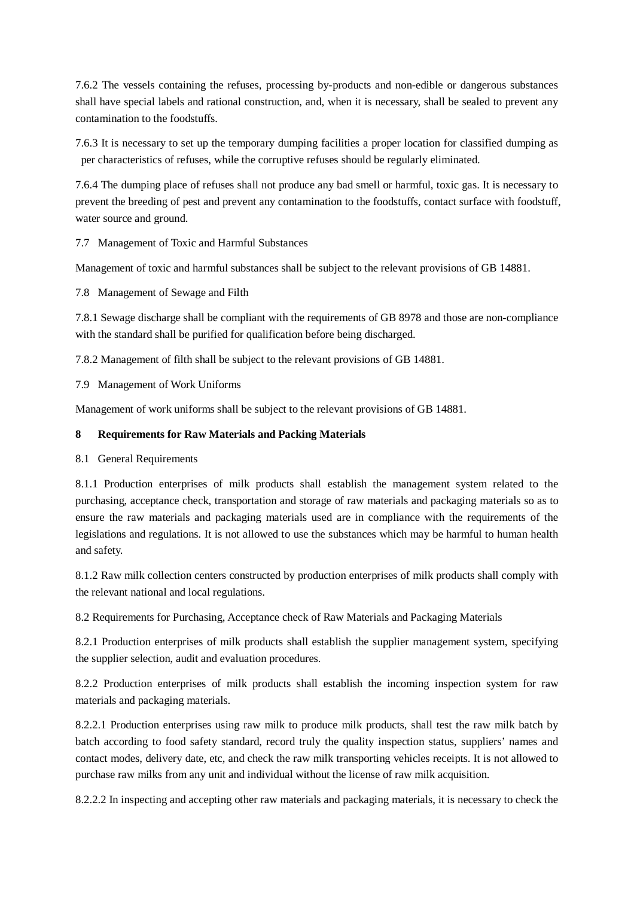7.6.2 The vessels containing the refuses, processing by-products and non-edible or dangerous substances shall have special labels and rational construction, and, when it is necessary, shall be sealed to prevent any contamination to the foodstuffs.

7.6.3 It is necessary to set up the temporary dumping facilities a proper location for classified dumping as per characteristics of refuses, while the corruptive refuses should be regularly eliminated.

7.6.4 The dumping place of refuses shall not produce any bad smell or harmful, toxic gas. It is necessary to prevent the breeding of pest and prevent any contamination to the foodstuffs, contact surface with foodstuff, water source and ground.

7.7 Management of Toxic and Harmful Substances

Management of toxic and harmful substances shall be subject to the relevant provisions of GB 14881.

7.8 Management of Sewage and Filth

7.8.1 Sewage discharge shall be compliant with the requirements of GB 8978 and those are non-compliance with the standard shall be purified for qualification before being discharged.

7.8.2 Management of filth shall be subject to the relevant provisions of GB 14881.

7.9 Management of Work Uniforms

Management of work uniforms shall be subject to the relevant provisions of GB 14881.

## 8 Requirements for Raw Materials and Packing Materials

8.1 General Requirements

8.1.1 Production enterprises of milk products shall establish the management system related to the purchasing, acceptance check, transportation and storage of raw materials and packaging materials so as to ensure the raw materials and packaging materials used are in compliance with the requirements of the legislations and regulations. It is not allowed to use the substances which may be harmful to human health and safety.

8.1.2 Raw milk collection centers constructed by production enterprises of milk products shall comply with the relevant national and local regulations.

8.2 Requirements for Purchasing, Acceptance check of Raw Materials and Packaging Materials

8.2.1 Production enterprises of milk products shall establish the supplier management system, specifying the supplier selection, audit and evaluation procedures.

8.2.2 Production enterprises of milk products shall establish the incoming inspection system for raw materials and packaging materials.

8.2.2.1 Production enterprises using raw milk to produce milk products, shall test the raw milk batch by batch according to food safety standard, record truly the quality inspection status, suppliers' names and contact modes, delivery date, etc, and check the raw milk transporting vehicles receipts. It is not allowed to purchase raw milks from any unit and individual without the license of raw milk acquisition.

8.2.2.2 In inspecting and accepting other raw materials and packaging materials, it is necessary to check the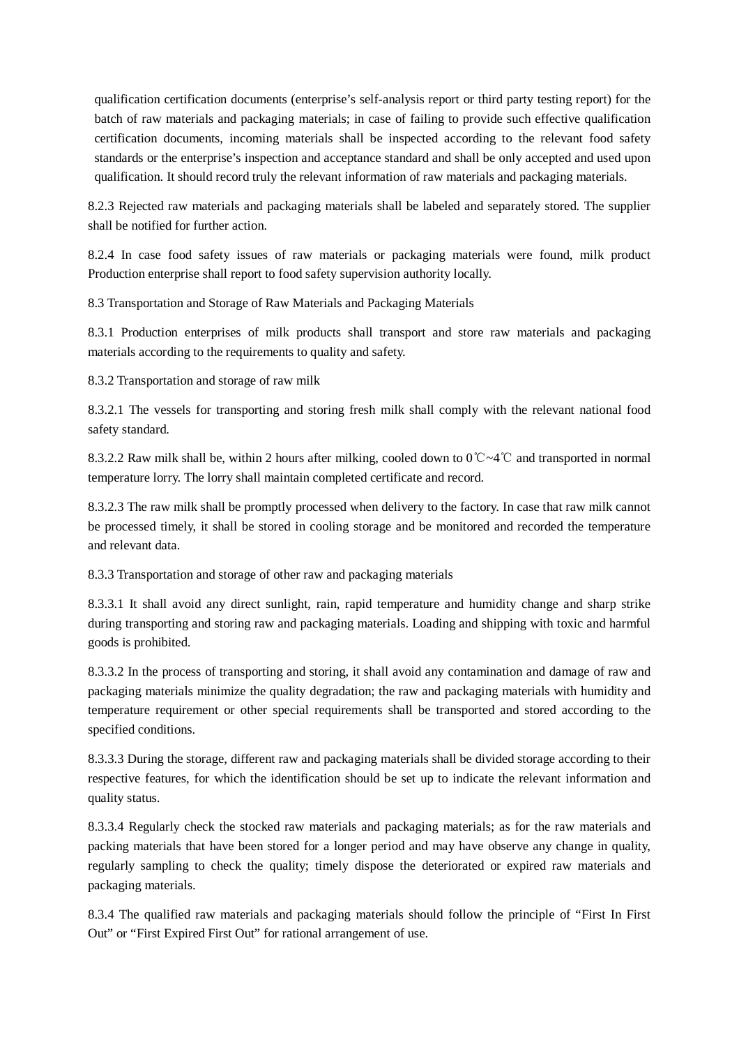qualification certification documents (enterprise's self-analysis report or third party testing report) for the batch of raw materials and packaging materials; in case of failing to provide such effective qualification certification documents, incoming materials shall be inspected according to the relevant food safety standards or the enterprise's inspection and acceptance standard and shall be only accepted and used upon qualification. It should record truly the relevant information of raw materials and packaging materials.

8.2.3 Rejected raw materials and packaging materials shall be labeled and separately stored. The supplier shall be notified for further action.

8.2.4 In case food safety issues of raw materials or packaging materials were found, milk product Production enterprise shall report to food safety supervision authority locally.

8.3 Transportation and Storage of Raw Materials and Packaging Materials

8.3.1 Production enterprises of milk products shall transport and store raw materials and packaging materials according to the requirements to quality and safety.

8.3.2 Transportation and storage of raw milk

8.3.2.1 The vessels for transporting and storing fresh milk shall comply with the relevant national food safety standard.

8.3.2.2 Raw milk shall be, within 2 hours after milking, cooled down to 0℃~4℃ and transported in normal temperature lorry. The lorry shall maintain completed certificate and record.

8.3.2.3 The raw milk shall be promptly processed when delivery to the factory. In case that raw milk cannot be processed timely, it shall be stored in cooling storage and be monitored and recorded the temperature and relevant data.

8.3.3 Transportation and storage of other raw and packaging materials

8.3.3.1 It shall avoid any direct sunlight, rain, rapid temperature and humidity change and sharp strike during transporting and storing raw and packaging materials. Loading and shipping with toxic and harmful goods is prohibited.

8.3.3.2 In the process of transporting and storing, it shall avoid any contamination and damage of raw and packaging materials minimize the quality degradation; the raw and packaging materials with humidity and temperature requirement or other special requirements shall be transported and stored according to the specified conditions.

8.3.3.3 During the storage, different raw and packaging materials shall be divided storage according to their respective features, for which the identification should be set up to indicate the relevant information and quality status.

8.3.3.4 Regularly check the stocked raw materials and packaging materials; as for the raw materials and packing materials that have been stored for a longer period and may have observe any change in quality, regularly sampling to check the quality; timely dispose the deteriorated or expired raw materials and packaging materials.

8.3.4 The qualified raw materials and packaging materials should follow the principle of "First In First Out" or "First Expired First Out" for rational arrangement of use.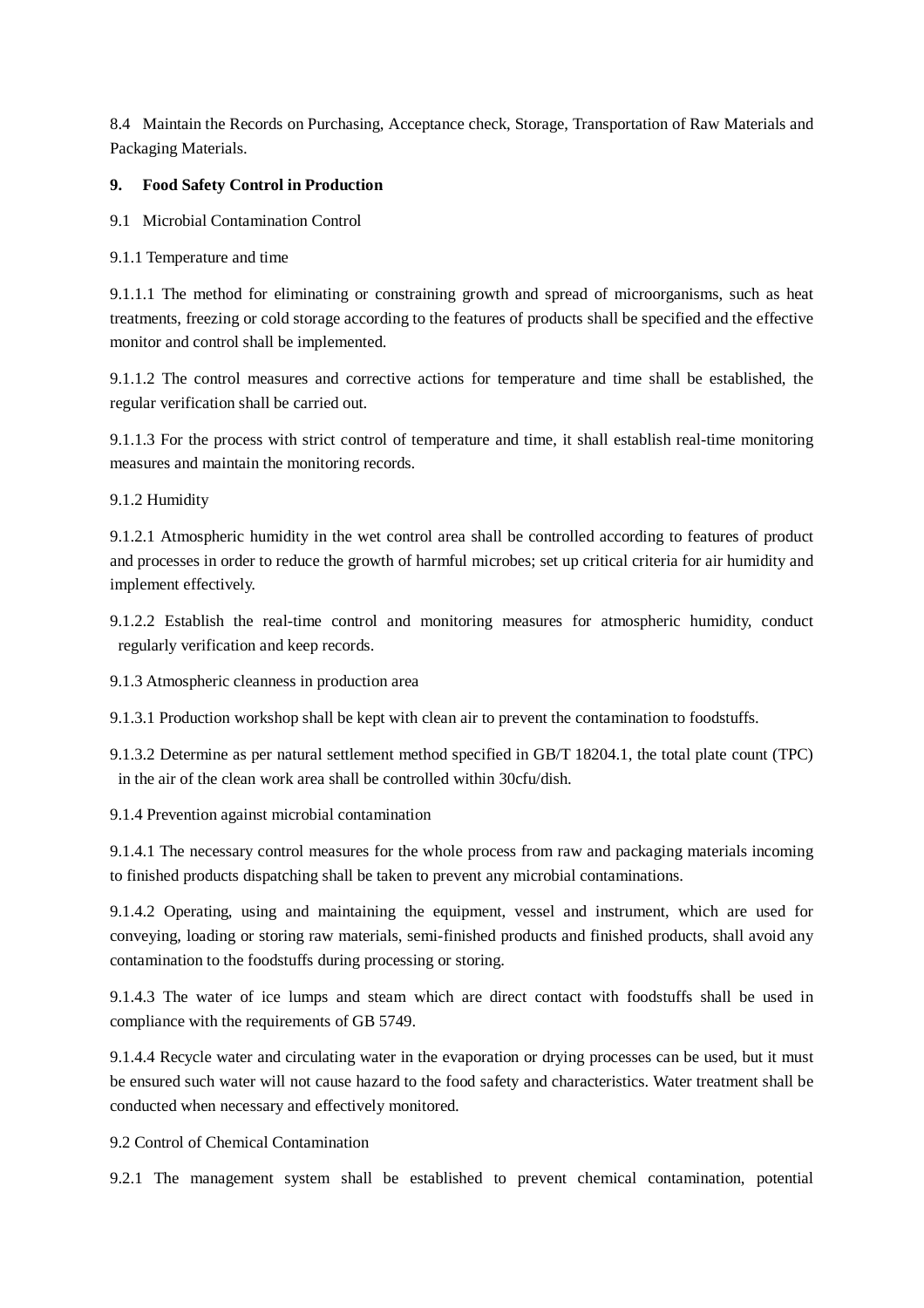8.4 Maintain the Records on Purchasing, Acceptance check, Storage, Transportation of Raw Materials and Packaging Materials.

## 9. Food Safety Control in Production

9.1 Microbial Contamination Control

9.1.1 Temperature and time

9.1.1.1 The method for eliminating or constraining growth and spread of microorganisms, such as heat treatments, freezing or cold storage according to the features of products shall be specified and the effective monitor and control shall be implemented.

9.1.1.2 The control measures and corrective actions for temperature and time shall be established, the regular verification shall be carried out.

9.1.1.3 For the process with strict control of temperature and time, it shall establish real-time monitoring measures and maintain the monitoring records.

9.1.2 Humidity

9.1.2.1 Atmospheric humidity in the wet control area shall be controlled according to features of product and processes in order to reduce the growth of harmful microbes; set up critical criteria for air humidity and implement effectively.

9.1.2.2 Establish the real-time control and monitoring measures for atmospheric humidity, conduct regularly verification and keep records.

9.1.3 Atmospheric cleanness in production area

9.1.3.1 Production workshop shall be kept with clean air to prevent the contamination to foodstuffs.

9.1.3.2 Determine as per natural settlement method specified in GB/T 18204.1, the total plate count (TPC) in the air of the clean work area shall be controlled within 30cfu/dish.

9.1.4 Prevention against microbial contamination

9.1.4.1 The necessary control measures for the whole process from raw and packaging materials incoming to finished products dispatching shall be taken to prevent any microbial contaminations.

9.1.4.2 Operating, using and maintaining the equipment, vessel and instrument, which are used for conveying, loading or storing raw materials, semi-finished products and finished products, shall avoid any contamination to the foodstuffs during processing or storing.

9.1.4.3 The water of ice lumps and steam which are direct contact with foodstuffs shall be used in compliance with the requirements of GB 5749.

9.1.4.4 Recycle water and circulating water in the evaporation or drying processes can be used, but it must be ensured such water will not cause hazard to the food safety and characteristics. Water treatment shall be conducted when necessary and effectively monitored.

9.2 Control of Chemical Contamination

9.2.1 The management system shall be established to prevent chemical contamination, potential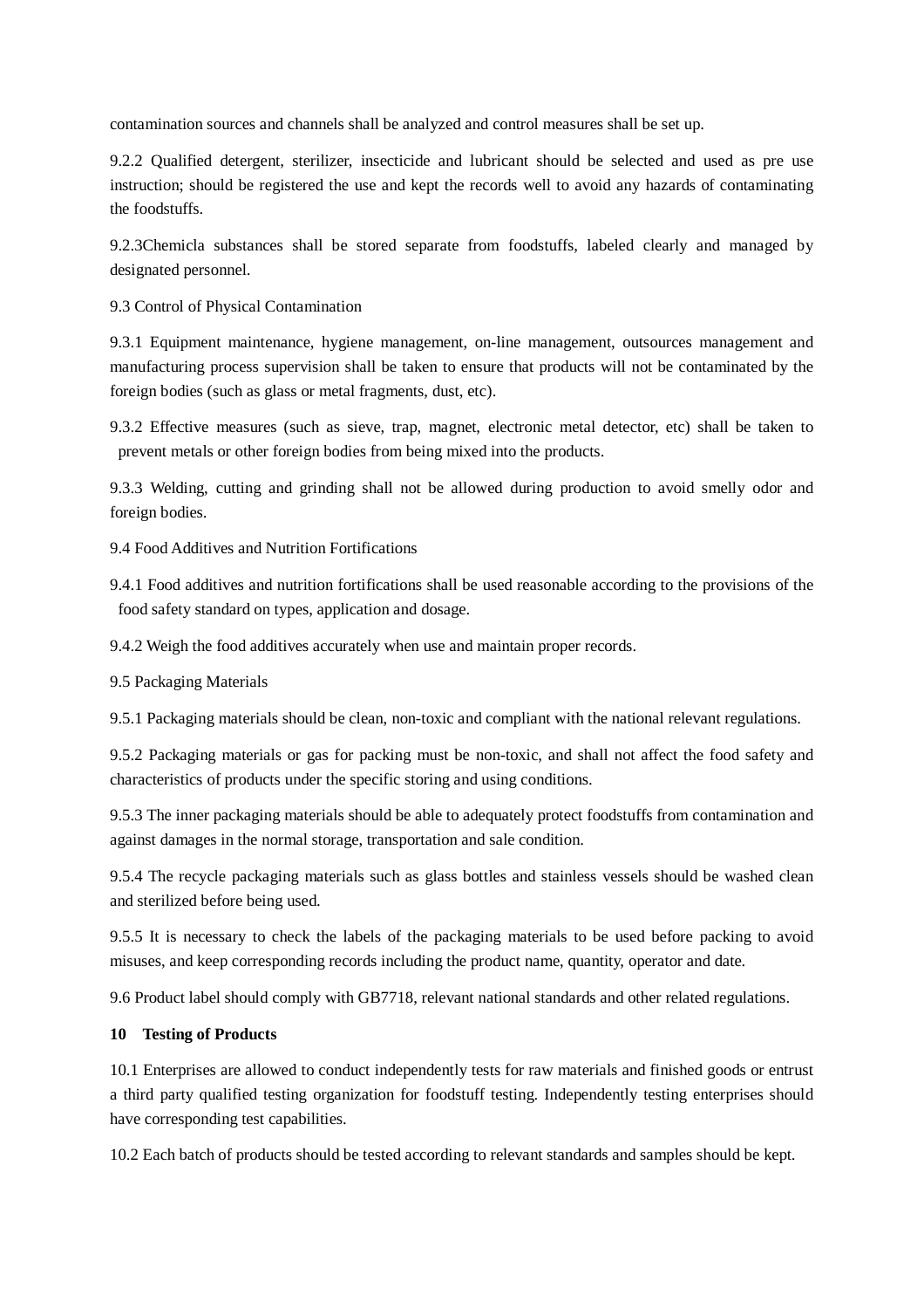contamination sources and channels shall be analyzed and control measures shall be set up.

9.2.2 Qualified detergent, sterilizer, insecticide and lubricant should be selected and used as pre use instruction; should be registered the use and kept the records well to avoid any hazards of contaminating the foodstuffs.

9.2.3Chemicla substances shall be stored separate from foodstuffs, labeled clearly and managed by designated personnel.

9.3 Control of Physical Contamination

9.3.1 Equipment maintenance, hygiene management, on-line management, outsources management and manufacturing process supervision shall be taken to ensure that products will not be contaminated by the foreign bodies (such as glass or metal fragments, dust, etc).

9.3.2 Effective measures (such as sieve, trap, magnet, electronic metal detector, etc) shall be taken to prevent metals or other foreign bodies from being mixed into the products.

9.3.3 Welding, cutting and grinding shall not be allowed during production to avoid smelly odor and foreign bodies.

9.4 Food Additives and Nutrition Fortifications

9.4.1 Food additives and nutrition fortifications shall be used reasonable according to the provisions of the food safety standard on types, application and dosage.

9.4.2 Weigh the food additives accurately when use and maintain proper records.

9.5 Packaging Materials

9.5.1 Packaging materials should be clean, non-toxic and compliant with the national relevant regulations.

9.5.2 Packaging materials or gas for packing must be non-toxic, and shall not affect the food safety and characteristics of products under the specific storing and using conditions.

9.5.3 The inner packaging materials should be able to adequately protect foodstuffs from contamination and against damages in the normal storage, transportation and sale condition.

9.5.4 The recycle packaging materials such as glass bottles and stainless vessels should be washed clean and sterilized before being used.

9.5.5 It is necessary to check the labels of the packaging materials to be used before packing to avoid misuses, and keep corresponding records including the product name, quantity, operator and date.

9.6 Product label should comply with GB7718, relevant national standards and other related regulations.

**10 Testing of Products**

10.1 Enterprises are allowed to conduct independently tests for raw materials and finished goods or entrust a third party qualified testing organization for foodstuff testing. Independently testing enterprises should have corresponding test capabilities.

10.2 Each batch of products should be tested according to relevant standards and samples should be kept.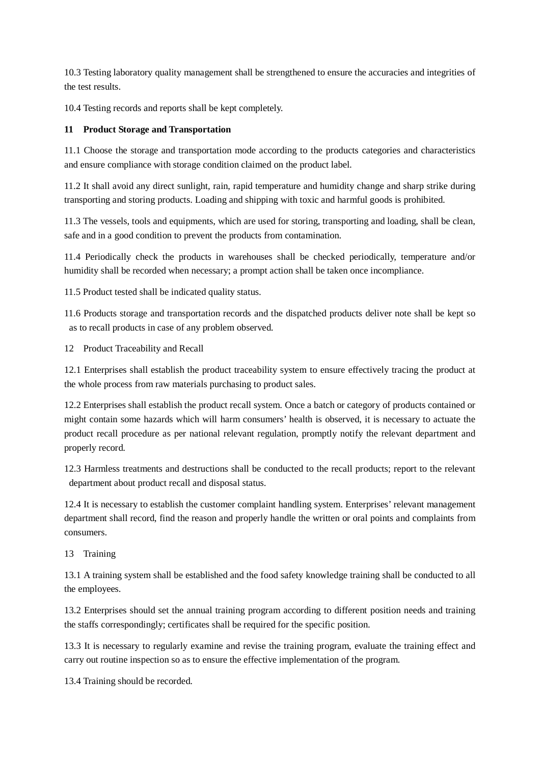10.3 Testing laboratory quality management shall be strengthened to ensure the accuracies and integrities of the test results.

10.4 Testing records and reports shall be kept completely.

## 11 Product Storage and Transportation

11.1 Choose the storage and transportation mode according to the products categories and characteristics and ensure compliance with storage condition claimed on the product label.

11.2 It shall avoid any direct sunlight, rain, rapid temperature and humidity change and sharp strike during transporting and storing products. Loading and shipping with toxic and harmful goods is prohibited.

11.3 The vessels, tools and equipments, which are used for storing, transporting and loading, shall be clean, safe and in a good condition to prevent the products from contamination.

11.4 Periodically check the products in warehouses shall be checked periodically, temperature and/or humidity shall be recorded when necessary; a prompt action shall be taken once incompliance.

11.5 Product tested shall be indicated quality status.

11.6 Products storage and transportation records and the dispatched products deliver note shall be kept so as to recall products in case of any problem observed.

## 12 Product Traceability and Recall

12.1 Enterprises shall establish the product traceability system to ensure effectively tracing the product at the whole process from raw materials purchasing to product sales.

12.2 Enterprises shall establish the product recall system. Once a batch or category of products contained or might contain some hazards which will harm consumers' health is observed, it is necessary to actuate the product recall procedure as per national relevant regulation, promptly notify the relevant department and properly record.

12.3 Harmless treatments and destructions shall be conducted to the recall products; report to the relevant department about product recall and disposal status.

12.4 It is necessary to establish the customer complaint handling system. Enterprises' relevant management department shall record, find the reason and properly handle the written or oral points and complaints from consumers.

## 13 Training

13.1 A training system shall be established and the food safety knowledge training shall be conducted to all the employees.

13.2 Enterprises should set the annual training program according to different position needs and training the staffs correspondingly; certificates shall be required for the specific position.

13.3 It is necessary to regularly examine and revise the training program, evaluate the training effect and carry out routine inspection so as to ensure the effective implementation of the program.

13.4 Training should be recorded.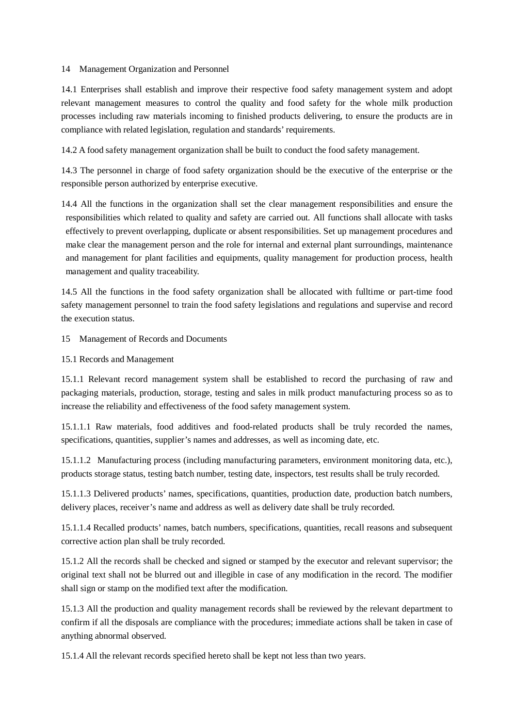## 14 Management Organization and Personnel

14.1 Enterprises shall establish and improve their respective food safety management system and adopt relevant management measures to control the quality and food safety for the whole milk production processes including raw materials incoming to finished products delivering, to ensure the products are in compliance with related legislation, regulation and standards' requirements.

14.2 A food safety management organization shall be built to conduct the food safety management.

14.3 The personnel in charge of food safety organization should be the executive of the enterprise or the responsible person authorized by enterprise executive.

14.4 All the functions in the organization shall set the clear management responsibilities and ensure the responsibilities which related to quality and safety are carried out. All functions shall allocate with tasks effectively to prevent overlapping, duplicate or absent responsibilities. Set up management procedures and make clear the management person and the role for internal and external plant surroundings, maintenance and management for plant facilities and equipments, quality management for production process, health management and quality traceability.

14.5 All the functions in the food safety organization shall be allocated with fulltime or part-time food safety management personnel to train the food safety legislations and regulations and supervise and record the execution status.

## 15 Management of Records and Documents

### 15.1 Records and Management

15.1.1 Relevant record management system shall be established to record the purchasing of raw and packaging materials, production, storage, testing and sales in milk product manufacturing process so as to increase the reliability and effectiveness of the food safety management system.

15.1.1.1 Raw materials, food additives and food-related products shall be truly recorded the names, specifications, quantities, supplier's names and addresses, as well as incoming date, etc.

15.1.1.2 Manufacturing process (including manufacturing parameters, environment monitoring data, etc.), products storage status, testing batch number, testing date, inspectors, test results shall be truly recorded.

15.1.1.3 Delivered products' names, specifications, quantities, production date, production batch numbers, delivery places, receiver's name and address as well as delivery date shall be truly recorded.

15.1.1.4 Recalled products' names, batch numbers, specifications, quantities, recall reasons and subsequent corrective action plan shall be truly recorded.

15.1.2 All the records shall be checked and signed or stamped by the executor and relevant supervisor; the original text shall not be blurred out and illegible in case of any modification in the record. The modifier shall sign or stamp on the modified text after the modification.

15.1.3 All the production and quality management records shall be reviewed by the relevant department to confirm if all the disposals are compliance with the procedures; immediate actions shall be taken in case of anything abnormal observed.

15.1.4 All the relevant records specified hereto shall be kept not less than two years.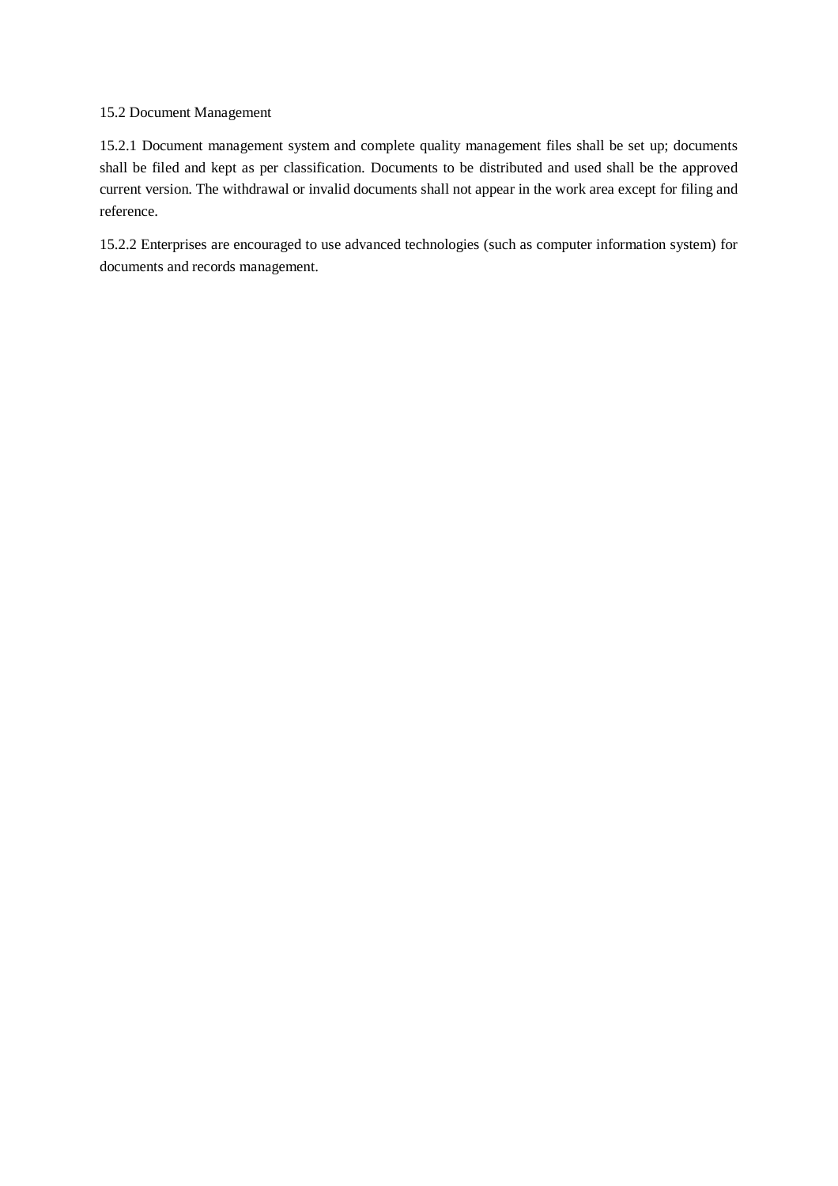## 15.2 Document Management

15.2.1 Document management system and complete quality management files shall be set up; documents shall be filed and kept as per classification. Documents to be distributed and used shall be the approved current version. The withdrawal or invalid documents shall not appear in the work area except for filing and reference.

15.2.2 Enterprises are encouraged to use advanced technologies (such as computer information system) for documents and records management.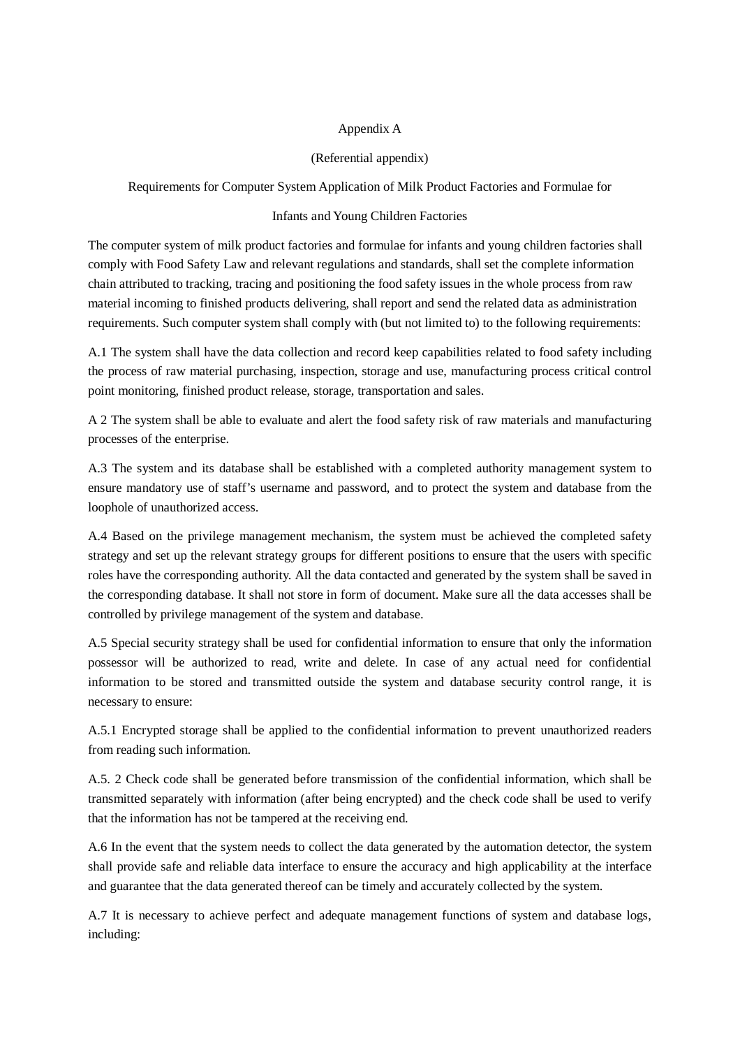# Appendix A

(Referential appendix)

## Requirements for Computer System Application of Milk Product Factories and Formulae for Infants and Young Children Factories

The computer system of milk product factories and formulae for infants and young children factories shall comply with Food Safety Law and relevant regulations and standards, shall set the complete information chain attributed to tracking, tracing and positioning the food safety issues in the whole process from raw material incoming to finished products delivering, shall report and send the related data as administration requirements. Such computer system shall comply with (but not limited to) to the following requirements:

A.1 The system shall have the data collection and record keep capabilities related to food safety including the process of raw material purchasing, inspection, storage and use, manufacturing process critical control point monitoring, finished product release, storage, transportation and sales.

A 2 The system shall be able to evaluate and alert the food safety risk of raw materials and manufacturing processes of the enterprise.

A.3 The system and its database shall be established with a completed authority management system to ensure mandatory use of staff's username and password, and to protect the system and database from the loophole of unauthorized access.

A.4 Based on the privilege management mechanism, the system must be achieved the completed safety strategy and set up the relevant strategy groups for different positions to ensure that the users with specific roles have the corresponding authority. All the data contacted and generated by the system shall be saved in the corresponding database. It shall not store in form of document. Make sure all the data accesses shall be controlled by privilege management of the system and database.

A.5 Special security strategy shall be used for confidential information to ensure that only the information possessor will be authorized to read, write and delete. In case of any actual need for confidential information to be stored and transmitted outside the system and database security control range, it is necessary to ensure:

A.5.1 Encrypted storage shall be applied to the confidential information to prevent unauthorized readers from reading such information.

A.5. 2 Check code shall be generated before transmission of the confidential information, which shall be transmitted separately with information (after being encrypted) and the check code shall be used to verify that the information has not be tampered at the receiving end.

A.6 In the event that the system needs to collect the data generated by the automation detector, the system shall provide safe and reliable data interface to ensure the accuracy and high applicability at the interface and guarantee that the data generated thereof can be timely and accurately collected by the system.

A.7 It is necessary to achieve perfect and adequate management functions of system and database logs, including: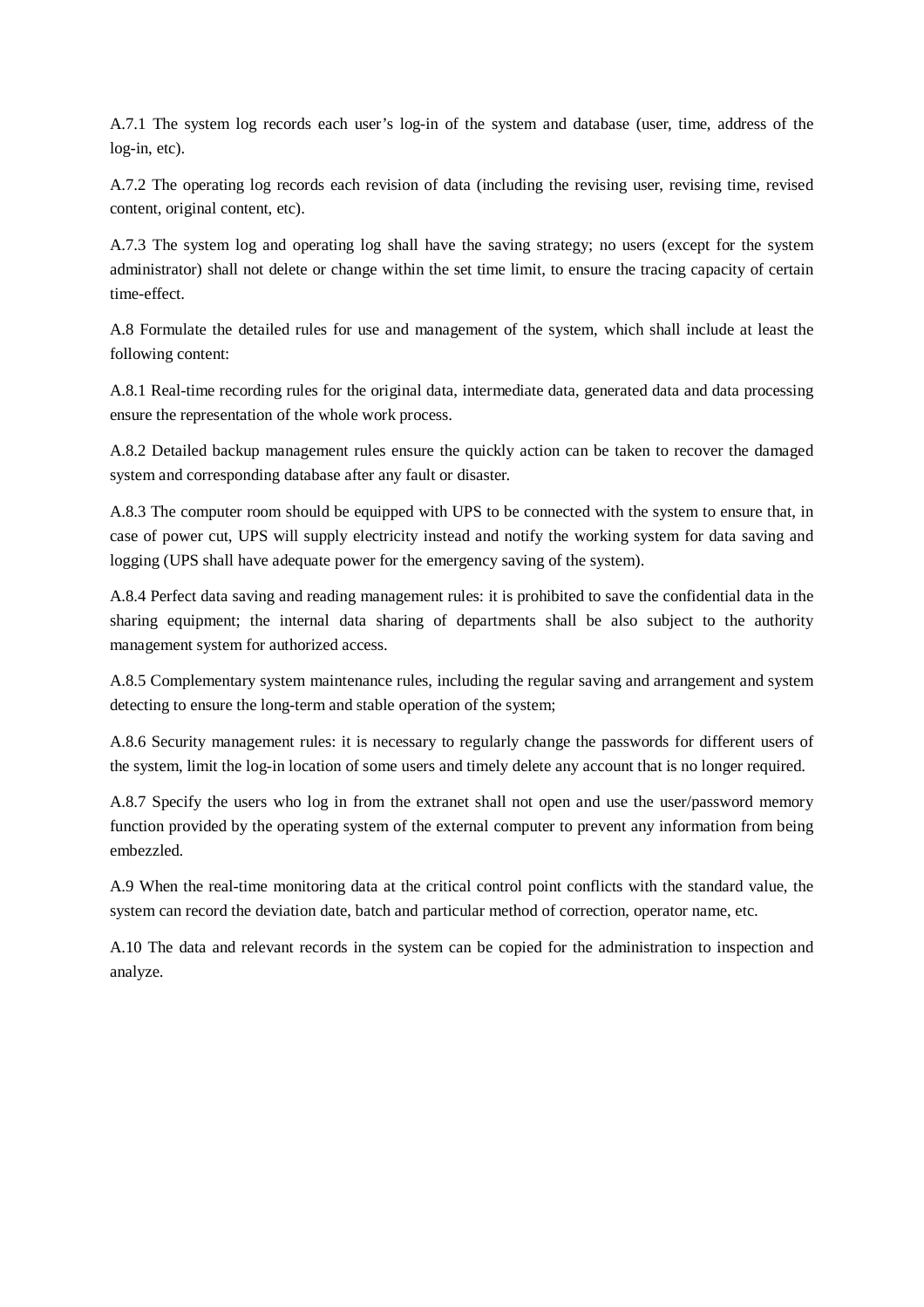A.7.1 The system log records each user's log-in of the system and database (user, time, address of the log-in, etc).

A.7.2 The operating log records each revision of data (including the revising user, revising time, revised content, original content, etc).

A.7.3 The system log and operating log shall have the saving strategy; no users (except for the system administrator) shall not delete or change within the set time limit, to ensure the tracing capacity of certain time-effect.

A.8 Formulate the detailed rules for use and management of the system, which shall include at least the following content:

A.8.1 Real-time recording rules for the original data, intermediate data, generated data and data processing ensure the representation of the whole work process.

A.8.2 Detailed backup management rules ensure the quickly action can be taken to recover the damaged system and corresponding database after any fault or disaster.

A.8.3 The computer room should be equipped with UPS to be connected with the system to ensure that, in case of power cut, UPS will supply electricity instead and notify the working system for data saving and logging (UPS shall have adequate power for the emergency saving of the system).

A.8.4 Perfect data saving and reading management rules: it is prohibited to save the confidential data in the sharing equipment; the internal data sharing of departments shall be also subject to the authority management system for authorized access.

A.8.5 Complementary system maintenance rules, including the regular saving and arrangement and system detecting to ensure the long-term and stable operation of the system;

A.8.6 Security management rules: it is necessary to regularly change the passwords for different users of the system, limit the log-in location of some users and timely delete any account that is no longer required.

A.8.7 Specify the users who log in from the extranet shall not open and use the user/password memory function provided by the operating system of the external computer to prevent any information from being embezzled.

A.9 When the real-time monitoring data at the critical control point conflicts with the standard value, the system can record the deviation date, batch and particular method of correction, operator name, etc.

A.10 The data and relevant records in the system can be copied for the administration to inspection and analyze.